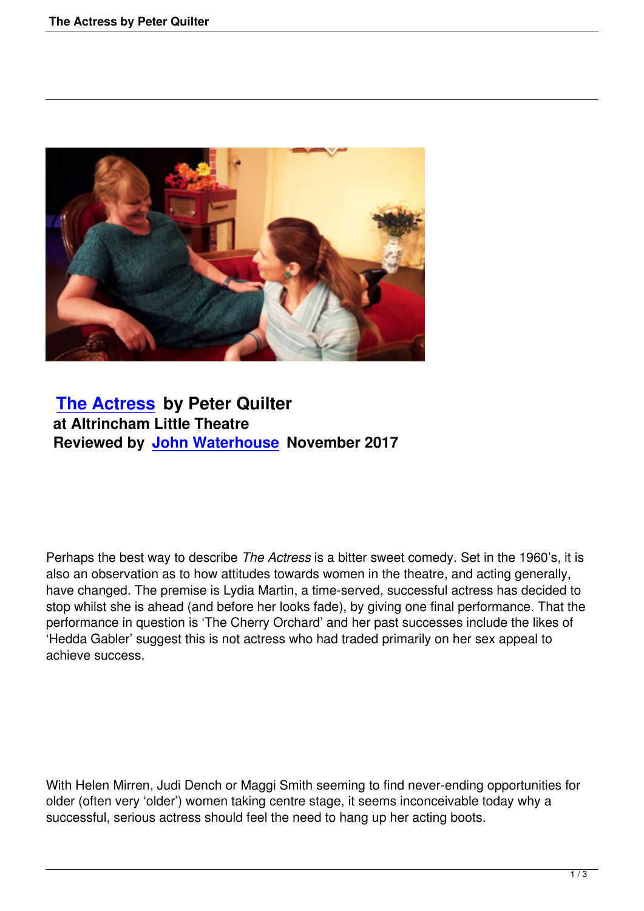## The Actress by Peter Quilter

**at Altrincham Little Theatre**

**Reviewed by John Waterhouse November 2017**

Perhaps the best way to describe *The Actress* is a bitter sweet comedy. Set in the 1960's, it is also an observation as to how attitudes towards women in the theatre, and acting generally, have changed. The premise is Lydia Martin, a time-served, successful actress has decided to stop whilst she is ahead (and before her looks fade), by giving one final performance. That the performance in question is 'The Cherry Orchard' and her past successes include the likes of 'Hedda Gabler' suggest this is not actress who had traded primarily on her sex appeal to achieve success.

With Helen Mirren, Judi Dench or Maggi Smith seeming to find never-ending opportunities for older (often very 'older') women taking centre stage, it seems inconceivable today why a successful, serious actress should feel the need to hang up her acting boots.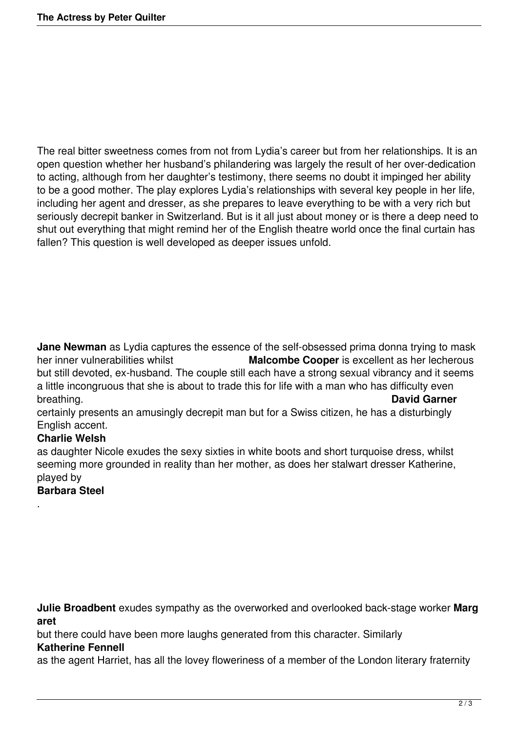The real bitter sweetness comes from not from Lydia's career but from her relationships. It is an open question whether her husband's philandering was largely the result of her over-dedication to acting, although from her daughter's testimony, there seems no doubt it impinged her ability to be a good mother. The play explores Lydia's relationships with several key people in her life, including her agent and dresser, as she prepares to leave everything to be with a very rich but seriously decrepit banker in Switzerland. But is it all just about money or is there a deep need to shut out everything that might remind her of the English theatre world once the final curtain has fallen? This question is well developed as deeper issues unfold.

**Jane Newman** as Lydia captures the essence of the self-obsessed prima donna trying to mask her inner vulnerabilities whilst **Malcombe Cooper** is excellent as her lecherous but still devoted, ex-husband. The couple still each have a strong sexual vibrancy and it seems a little incongruous that she is about to trade this for life with a man who has difficulty even breathing. **David Garner** certainly presents an amusingly decrepit man but for a Swiss citizen, he has a disturbingly English accent. **Charlie Welsh** as daughter Nicole exudes the sexy sixties in white boots and short turquoise dress, whilst seeming more grounded in reality than her mother, as does her stalwart dresser Katherine, played by **Barbara Steel**.

**Julie Broadbent** exudes sympathy as the overworked and overlooked back-stage worker **Margaret** but there could have been more laughs generated from this character. Similarly **Katherine Fennell** as the agent Harriet, has all the lovey floweriness of a member of the London literary fraternity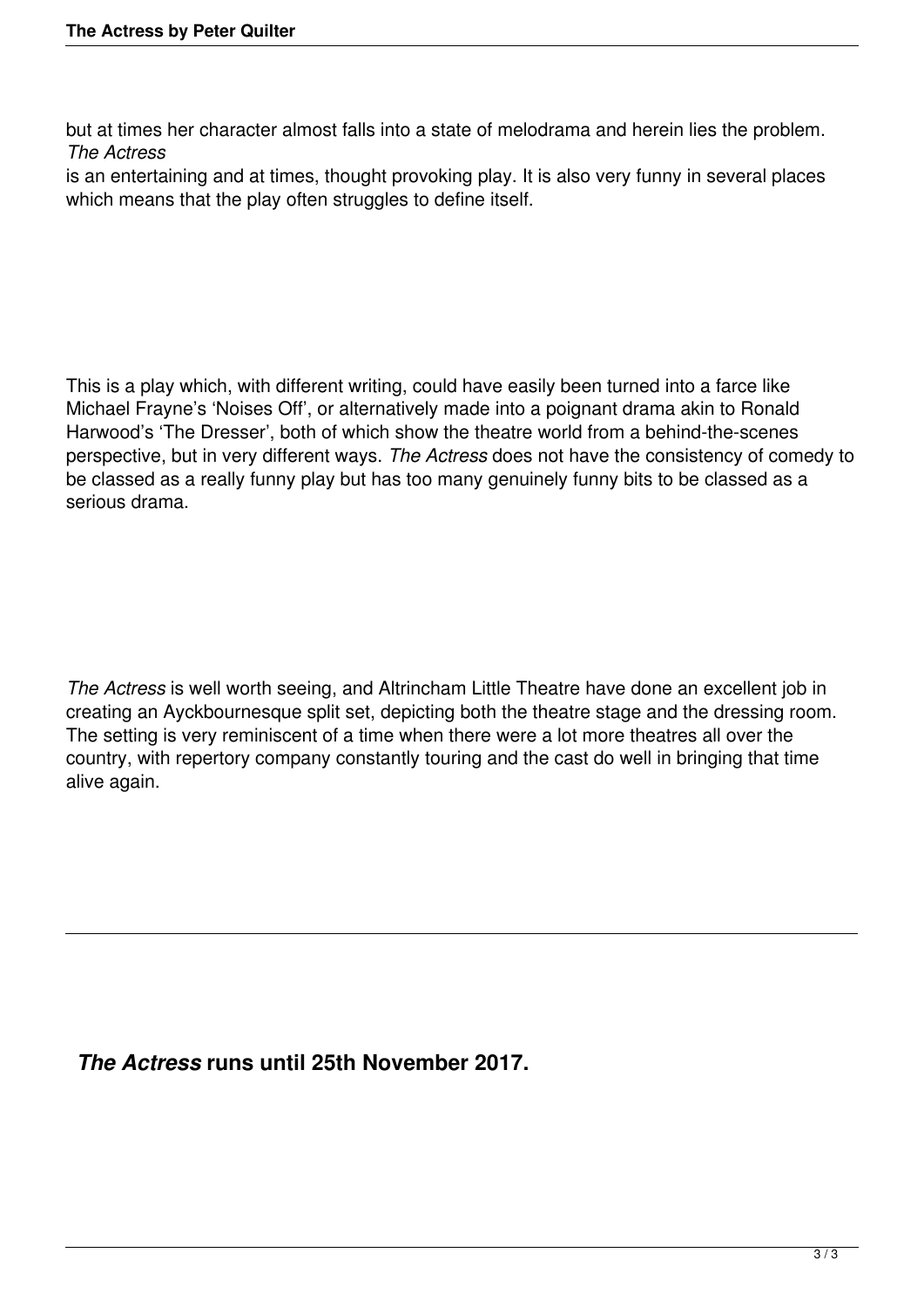but at times her character almost falls into a state of melodrama and herein lies the problem. *The Actress* is an entertaining and at times, thought provoking play. It is also very funny in several places which means that the play often struggles to define itself.

This is a play which, with different writing, could have easily been turned into a farce like Michael Frayne's 'Noises Off', or alternatively made into a poignant drama akin to Ronald Harwood's 'The Dresser', both of which show the theatre world from a behind-the-scenes perspective, but in very different ways. *The Actress* does not have the consistency of comedy to be classed as a really funny play but has too many genuinely funny bits to be classed as a serious drama.

*The Actress* is well worth seeing, and Altrincham Little Theatre have done an excellent job in creating an Ayckbournesque split set, depicting both the theatre stage and the dressing room. The setting is very reminiscent of a time when there were a lot more theatres all over the country, with repertory company constantly touring and the cast do well in bringing that time alive again.

---

**_The Actress_ runs until 25th November 2017.**